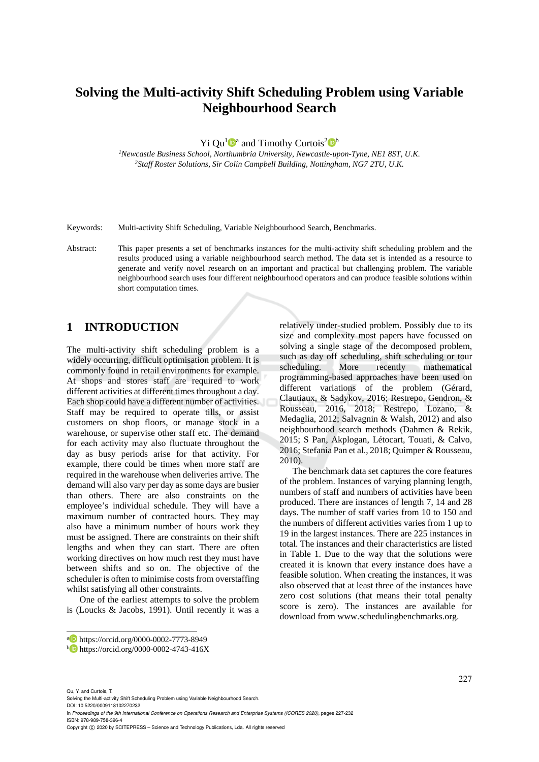# Solving the Multi-activity Shift Scheduling Problem using Variable Neighbourhood Search

Yi Qu[1][a] and Timothy Curtois[2][b]

[1]*Newcastle Business School, Northumbria University, Newcastle-upon-Tyne, NE1 8ST, U.K.*
[2]*Staff Roster Solutions, Sir Colin Campbell Building, Nottingham, NG7 2TU, U.K.*

Keywords: Multi-activity Shift Scheduling, Variable Neighbourhood Search, Benchmarks.

Abstract: This paper presents a set of benchmarks instances for the multi-activity shift scheduling problem and the results produced using a variable neighbourhood search method. The data set is intended as a resource to generate and verify novel research on an important and practical but challenging problem. The variable neighbourhood search uses four different neighbourhood operators and can produce feasible solutions within short computation times.

## 1 INTRODUCTION

The multi-activity shift scheduling problem is a widely occurring, difficult optimisation problem. It is commonly found in retail environments for example. At shops and stores staff are required to work different activities at different times throughout a day. Each shop could have a different number of activities. Staff may be required to operate tills, or assist customers on shop floors, or manage stock in a warehouse, or supervise other staff etc. The demand for each activity may also fluctuate throughout the day as busy periods arise for that activity. For example, there could be times when more staff are required in the warehouse when deliveries arrive. The demand will also vary per day as some days are busier than others. There are also constraints on the employee's individual schedule. They will have a maximum number of contracted hours. They may also have a minimum number of hours work they must be assigned. There are constraints on their shift lengths and when they can start. There are often working directives on how much rest they must have between shifts and so on. The objective of the scheduler is often to minimise costs from overstaffing whilst satisfying all other constraints.

One of the earliest attempts to solve the problem is (Loucks & Jacobs, 1991). Until recently it was a relatively under-studied problem. Possibly due to its size and complexity most papers have focussed on solving a single stage of the decomposed problem, such as day off scheduling, shift scheduling or tour scheduling. More recently mathematical programming-based approaches have been used on different variations of the problem (Gérard, Clautiaux, & Sadykov, 2016; Restrepo, Gendron, & Rousseau, 2016, 2018; Restrepo, Lozano, & Medaglia, 2012; Salvagnin & Walsh, 2012) and also neighbourhood search methods (Dahmen & Rekik, 2015; S Pan, Akplogan, Létocart, Touati, & Calvo, 2016; Stefania Pan et al., 2018; Quimper & Rousseau, 2010).

The benchmark data set captures the core features of the problem. Instances of varying planning length, numbers of staff and numbers of activities have been produced. There are instances of length 7, 14 and 28 days. The number of staff varies from 10 to 150 and the numbers of different activities varies from 1 up to 19 in the largest instances. There are 225 instances in total. The instances and their characteristics are listed in Table 1. Due to the way that the solutions were created it is known that every instance does have a feasible solution. When creating the instances, it was also observed that at least three of the instances have zero cost solutions (that means their total penalty score is zero). The instances are available for download from www.schedulingbenchmarks.org.

[a] https://orcid.org/0000-0002-7773-8949
[b] https://orcid.org/0000-0002-4743-416X

Qu, Y. and Curtois, T.
Solving the Multi-activity Shift Scheduling Problem using Variable Neighbourhood Search.
DOI: 10.5220/0009118102270232
In *Proceedings of the 9th International Conference on Operations Research and Enterprise Systems (ICORES 2020)*, pages 227-232
ISBN: 978-989-758-396-4
Copyright © 2020 by SCITEPRESS – Science and Technology Publications, Lda. All rights reserved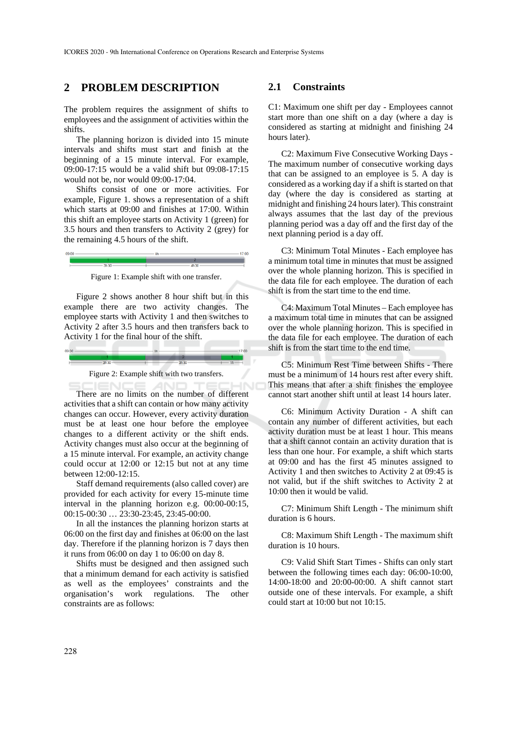## 2 PROBLEM DESCRIPTION

The problem requires the assignment of shifts to employees and the assignment of activities within the shifts.

The planning horizon is divided into 15 minute intervals and shifts must start and finish at the beginning of a 15 minute interval. For example, 09:00-17:15 would be a valid shift but 09:08-17:15 would not be, nor would 09:00-17:04.

Shifts consist of one or more activities. For example, Figure 1. shows a representation of a shift which starts at 09:00 and finishes at 17:00. Within this shift an employee starts on Activity 1 (green) for 3.5 hours and then transfers to Activity 2 (grey) for the remaining 4.5 hours of the shift.

Figure 1: Example shift with one transfer.

Figure 2 shows another 8 hour shift but in this example there are two activity changes. The employee starts with Activity 1 and then switches to Activity 2 after 3.5 hours and then transfers back to Activity 1 for the final hour of the shift.

Figure 2: Example shift with two transfers.

There are no limits on the number of different activities that a shift can contain or how many activity changes can occur. However, every activity duration must be at least one hour before the employee changes to a different activity or the shift ends. Activity changes must also occur at the beginning of a 15 minute interval. For example, an activity change could occur at 12:00 or 12:15 but not at any time between 12:00-12:15.

Staff demand requirements (also called cover) are provided for each activity for every 15-minute time interval in the planning horizon e.g. 00:00-00:15, 00:15-00:30 … 23:30-23:45, 23:45-00:00.

In all the instances the planning horizon starts at 06:00 on the first day and finishes at 06:00 on the last day. Therefore if the planning horizon is 7 days then it runs from 06:00 on day 1 to 06:00 on day 8.

Shifts must be designed and then assigned such that a minimum demand for each activity is satisfied as well as the employees' constraints and the organisation's work regulations. The other constraints are as follows:

### 2.1 Constraints

C1: Maximum one shift per day - Employees cannot start more than one shift on a day (where a day is considered as starting at midnight and finishing 24 hours later).

C2: Maximum Five Consecutive Working Days - The maximum number of consecutive working days that can be assigned to an employee is 5. A day is considered as a working day if a shift is started on that day (where the day is considered as starting at midnight and finishing 24 hours later). This constraint always assumes that the last day of the previous planning period was a day off and the first day of the next planning period is a day off.

C3: Minimum Total Minutes - Each employee has a minimum total time in minutes that must be assigned over the whole planning horizon. This is specified in the data file for each employee. The duration of each shift is from the start time to the end time.

C4: Maximum Total Minutes – Each employee has a maximum total time in minutes that can be assigned over the whole planning horizon. This is specified in the data file for each employee. The duration of each shift is from the start time to the end time.

C5: Minimum Rest Time between Shifts - There must be a minimum of 14 hours rest after every shift. This means that after a shift finishes the employee cannot start another shift until at least 14 hours later.

C6: Minimum Activity Duration - A shift can contain any number of different activities, but each activity duration must be at least 1 hour. This means that a shift cannot contain an activity duration that is less than one hour. For example, a shift which starts at 09:00 and has the first 45 minutes assigned to Activity 1 and then switches to Activity 2 at 09:45 is not valid, but if the shift switches to Activity 2 at 10:00 then it would be valid.

C7: Minimum Shift Length - The minimum shift duration is 6 hours.

C8: Maximum Shift Length - The maximum shift duration is 10 hours.

C9: Valid Shift Start Times - Shifts can only start between the following times each day: 06:00-10:00, 14:00-18:00 and 20:00-00:00. A shift cannot start outside one of these intervals. For example, a shift could start at 10:00 but not 10:15.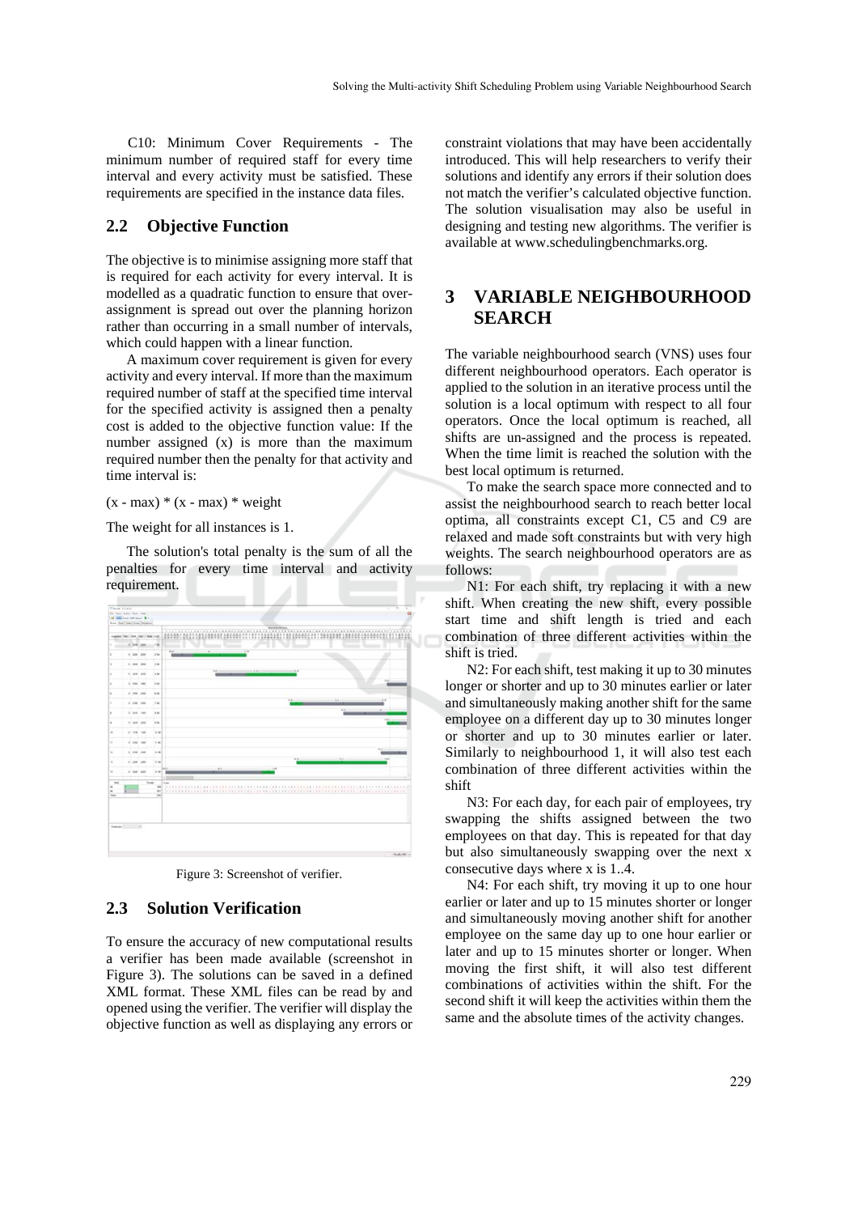C10: Minimum Cover Requirements - The minimum number of required staff for every time interval and every activity must be satisfied. These requirements are specified in the instance data files.

## 2.2 Objective Function

The objective is to minimise assigning more staff that is required for each activity for every interval. It is modelled as a quadratic function to ensure that over-assignment is spread out over the planning horizon rather than occurring in a small number of intervals, which could happen with a linear function.

A maximum cover requirement is given for every activity and every interval. If more than the maximum required number of staff at the specified time interval for the specified activity is assigned then a penalty cost is added to the objective function value: If the number assigned (x) is more than the maximum required number then the penalty for that activity and time interval is:

$(x - max) * (x - max) * weight$

The weight for all instances is 1.

The solution's total penalty is the sum of all the penalties for every time interval and activity requirement.

Figure 3: Screenshot of verifier.

## 2.3 Solution Verification

To ensure the accuracy of new computational results a verifier has been made available (screenshot in Figure 3). The solutions can be saved in a defined XML format. These XML files can be read by and opened using the verifier. The verifier will display the objective function as well as displaying any errors or constraint violations that may have been accidentally introduced. This will help researchers to verify their solutions and identify any errors if their solution does not match the verifier's calculated objective function. The solution visualisation may also be useful in designing and testing new algorithms. The verifier is available at www.schedulingbenchmarks.org.

# 3 VARIABLE NEIGHBOURHOOD SEARCH

The variable neighbourhood search (VNS) uses four different neighbourhood operators. Each operator is applied to the solution in an iterative process until the solution is a local optimum with respect to all four operators. Once the local optimum is reached, all shifts are un-assigned and the process is repeated. When the time limit is reached the solution with the best local optimum is returned.

To make the search space more connected and to assist the neighbourhood search to reach better local optima, all constraints except C1, C5 and C9 are relaxed and made soft constraints but with very high weights. The search neighbourhood operators are as follows:

N1: For each shift, try replacing it with a new shift. When creating the new shift, every possible start time and shift length is tried and each combination of three different activities within the shift is tried.

N2: For each shift, test making it up to 30 minutes longer or shorter and up to 30 minutes earlier or later and simultaneously making another shift for the same employee on a different day up to 30 minutes longer or shorter and up to 30 minutes earlier or later. Similarly to neighbourhood 1, it will also test each combination of three different activities within the shift

N3: For each day, for each pair of employees, try swapping the shifts assigned between the two employees on that day. This is repeated for that day but also simultaneously swapping over the next x consecutive days where x is 1..4.

N4: For each shift, try moving it up to one hour earlier or later and up to 15 minutes shorter or longer and simultaneously moving another shift for another employee on the same day up to one hour earlier or later and up to 15 minutes shorter or longer. When moving the first shift, it will also test different combinations of activities within the shift. For the second shift it will keep the activities within them the same and the absolute times of the activity changes.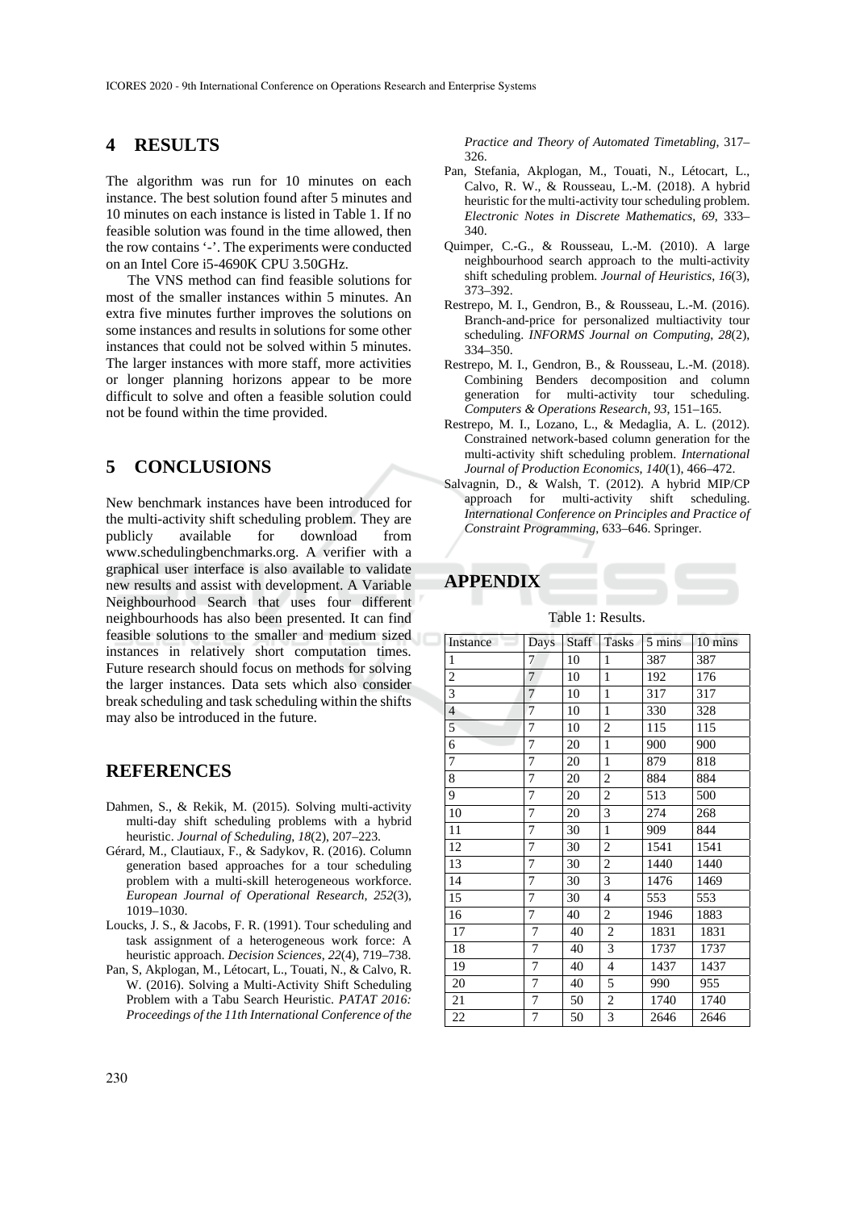## 4 RESULTS

The algorithm was run for 10 minutes on each instance. The best solution found after 5 minutes and 10 minutes on each instance is listed in Table 1. If no feasible solution was found in the time allowed, then the row contains '-'. The experiments were conducted on an Intel Core i5-4690K CPU 3.50GHz.

The VNS method can find feasible solutions for most of the smaller instances within 5 minutes. An extra five minutes further improves the solutions on some instances and results in solutions for some other instances that could not be solved within 5 minutes. The larger instances with more staff, more activities or longer planning horizons appear to be more difficult to solve and often a feasible solution could not be found within the time provided.

## 5 CONCLUSIONS

New benchmark instances have been introduced for the multi-activity shift scheduling problem. They are publicly available for download from www.schedulingbenchmarks.org. A verifier with a graphical user interface is also available to validate new results and assist with development. A Variable Neighbourhood Search that uses four different neighbourhoods has also been presented. It can find feasible solutions to the smaller and medium sized instances in relatively short computation times. Future research should focus on methods for solving the larger instances. Data sets which also consider break scheduling and task scheduling within the shifts may also be introduced in the future.

## REFERENCES

Dahmen, S., & Rekik, M. (2015). Solving multi-activity multi-day shift scheduling problems with a hybrid heuristic. *Journal of Scheduling*, *18*(2), 207–223.

Gérard, M., Clautiaux, F., & Sadykov, R. (2016). Column generation based approaches for a tour scheduling problem with a multi-skill heterogeneous workforce. *European Journal of Operational Research*, *252*(3), 1019–1030.

Loucks, J. S., & Jacobs, F. R. (1991). Tour scheduling and task assignment of a heterogeneous work force: A heuristic approach. *Decision Sciences*, *22*(4), 719–738.

Pan, S, Akplogan, M., Létocart, L., Touati, N., & Calvo, R. W. (2016). Solving a Multi-Activity Shift Scheduling Problem with a Tabu Search Heuristic. *PATAT 2016: Proceedings of the 11th International Conference of the Practice and Theory of Automated Timetabling*, 317–326.

Pan, Stefania, Akplogan, M., Touati, N., Létocart, L., Calvo, R. W., & Rousseau, L.-M. (2018). A hybrid heuristic for the multi-activity tour scheduling problem. *Electronic Notes in Discrete Mathematics*, *69*, 333–340.

Quimper, C.-G., & Rousseau, L.-M. (2010). A large neighbourhood search approach to the multi-activity shift scheduling problem. *Journal of Heuristics*, *16*(3), 373–392.

Restrepo, M. I., Gendron, B., & Rousseau, L.-M. (2016). Branch-and-price for personalized multiactivity tour scheduling. *INFORMS Journal on Computing*, *28*(2), 334–350.

Restrepo, M. I., Gendron, B., & Rousseau, L.-M. (2018). Combining Benders decomposition and column generation for multi-activity tour scheduling. *Computers & Operations Research*, *93*, 151–165.

Restrepo, M. I., Lozano, L., & Medaglia, A. L. (2012). Constrained network-based column generation for the multi-activity shift scheduling problem. *International Journal of Production Economics*, *140*(1), 466–472.

Salvagnin, D., & Walsh, T. (2012). A hybrid MIP/CP approach for multi-activity shift scheduling. *International Conference on Principles and Practice of Constraint Programming*, 633–646. Springer.

## APPENDIX

Table 1: Results.

| Instance | Days | Staff | Tasks | 5 mins | 10 mins |
|---|---|---|---|---|---|
| 1 | 7 | 10 | 1 | 387 | 387 |
| 2 | 7 | 10 | 1 | 192 | 176 |
| 3 | 7 | 10 | 1 | 317 | 317 |
| 4 | 7 | 10 | 1 | 330 | 328 |
| 5 | 7 | 10 | 2 | 115 | 115 |
| 6 | 7 | 20 | 1 | 900 | 900 |
| 7 | 7 | 20 | 1 | 879 | 818 |
| 8 | 7 | 20 | 2 | 884 | 884 |
| 9 | 7 | 20 | 2 | 513 | 500 |
| 10 | 7 | 20 | 3 | 274 | 268 |
| 11 | 7 | 30 | 1 | 909 | 844 |
| 12 | 7 | 30 | 2 | 1541 | 1541 |
| 13 | 7 | 30 | 2 | 1440 | 1440 |
| 14 | 7 | 30 | 3 | 1476 | 1469 |
| 15 | 7 | 30 | 4 | 553 | 553 |
| 16 | 7 | 40 | 2 | 1946 | 1883 |
| 17 | 7 | 40 | 2 | 1831 | 1831 |
| 18 | 7 | 40 | 3 | 1737 | 1737 |
| 19 | 7 | 40 | 4 | 1437 | 1437 |
| 20 | 7 | 40 | 5 | 990 | 955 |
| 21 | 7 | 50 | 2 | 1740 | 1740 |
| 22 | 7 | 50 | 3 | 2646 | 2646 |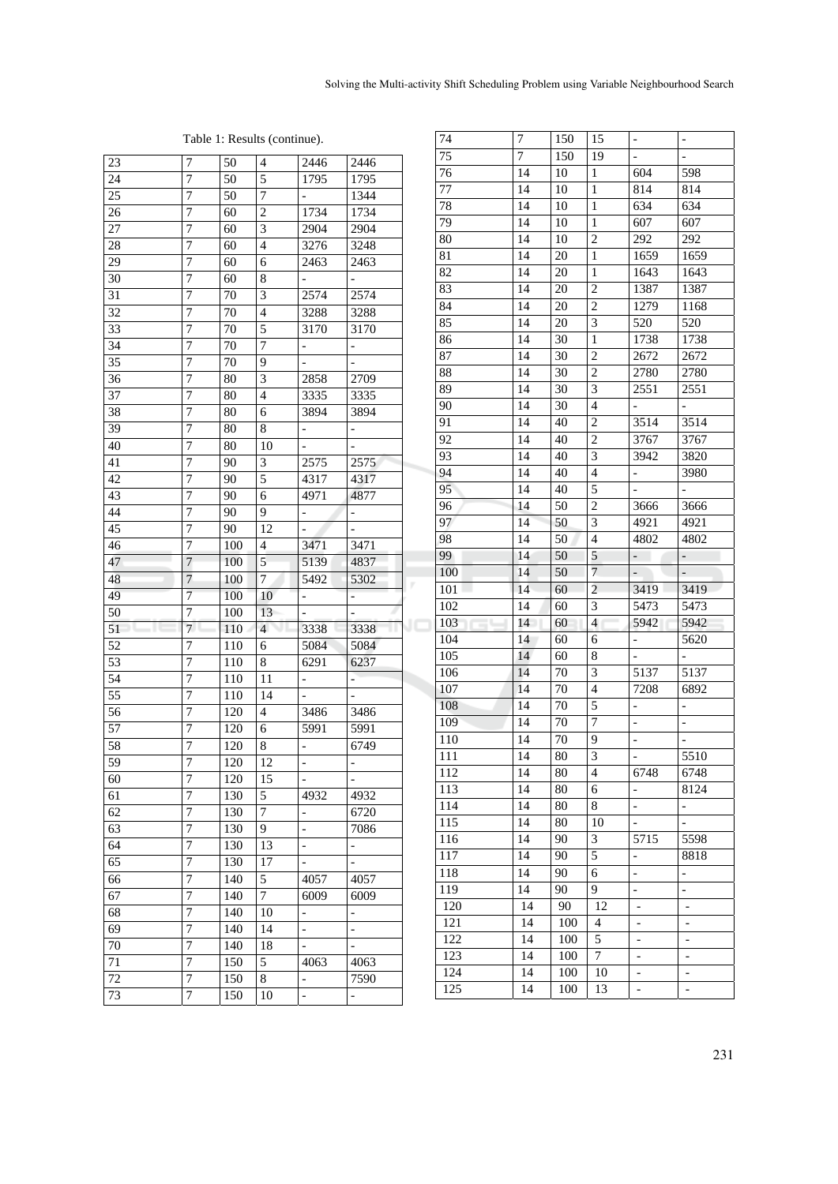Table 1: Results (continue).

| | | | | | |
|---|---|---|---|---|---|
| 23 | 7 | 50 | 4 | 2446 | 2446 |
| 24 | 7 | 50 | 5 | 1795 | 1795 |
| 25 | 7 | 50 | 7 | - | 1344 |
| 26 | 7 | 60 | 2 | 1734 | 1734 |
| 27 | 7 | 60 | 3 | 2904 | 2904 |
| 28 | 7 | 60 | 4 | 3276 | 3248 |
| 29 | 7 | 60 | 6 | 2463 | 2463 |
| 30 | 7 | 60 | 8 | - | - |
| 31 | 7 | 70 | 3 | 2574 | 2574 |
| 32 | 7 | 70 | 4 | 3288 | 3288 |
| 33 | 7 | 70 | 5 | 3170 | 3170 |
| 34 | 7 | 70 | 7 | - | - |
| 35 | 7 | 70 | 9 | - | - |
| 36 | 7 | 80 | 3 | 2858 | 2709 |
| 37 | 7 | 80 | 4 | 3335 | 3335 |
| 38 | 7 | 80 | 6 | 3894 | 3894 |
| 39 | 7 | 80 | 8 | - | - |
| 40 | 7 | 80 | 10 | - | - |
| 41 | 7 | 90 | 3 | 2575 | 2575 |
| 42 | 7 | 90 | 5 | 4317 | 4317 |
| 43 | 7 | 90 | 6 | 4971 | 4877 |
| 44 | 7 | 90 | 9 | - | - |
| 45 | 7 | 90 | 12 | - | - |
| 46 | 7 | 100 | 4 | 3471 | 3471 |
| 47 | 7 | 100 | 5 | 5139 | 4837 |
| 48 | 7 | 100 | 7 | 5492 | 5302 |
| 49 | 7 | 100 | 10 | - | - |
| 50 | 7 | 100 | 13 | - | - |
| 51 | 7 | 110 | 4 | 3338 | 3338 |
| 52 | 7 | 110 | 6 | 5084 | 5084 |
| 53 | 7 | 110 | 8 | 6291 | 6237 |
| 54 | 7 | 110 | 11 | - | - |
| 55 | 7 | 110 | 14 | - | - |
| 56 | 7 | 120 | 4 | 3486 | 3486 |
| 57 | 7 | 120 | 6 | 5991 | 5991 |
| 58 | 7 | 120 | 8 | - | 6749 |
| 59 | 7 | 120 | 12 | - | - |
| 60 | 7 | 120 | 15 | - | - |
| 61 | 7 | 130 | 5 | 4932 | 4932 |
| 62 | 7 | 130 | 7 | - | 6720 |
| 63 | 7 | 130 | 9 | - | 7086 |
| 64 | 7 | 130 | 13 | - | - |
| 65 | 7 | 130 | 17 | - | - |
| 66 | 7 | 140 | 5 | 4057 | 4057 |
| 67 | 7 | 140 | 7 | 6009 | 6009 |
| 68 | 7 | 140 | 10 | - | - |
| 69 | 7 | 140 | 14 | - | - |
| 70 | 7 | 140 | 18 | - | - |
| 71 | 7 | 150 | 5 | 4063 | 4063 |
| 72 | 7 | 150 | 8 | - | 7590 |
| 73 | 7 | 150 | 10 | - | - |
| 74 | 7 | 150 | 15 | - | - |
| 75 | 7 | 150 | 19 | - | - |
| 76 | 14 | 10 | 1 | 604 | 598 |
| 77 | 14 | 10 | 1 | 814 | 814 |
| 78 | 14 | 10 | 1 | 634 | 634 |
| 79 | 14 | 10 | 1 | 607 | 607 |
| 80 | 14 | 10 | 2 | 292 | 292 |
| 81 | 14 | 20 | 1 | 1659 | 1659 |
| 82 | 14 | 20 | 1 | 1643 | 1643 |
| 83 | 14 | 20 | 2 | 1387 | 1387 |
| 84 | 14 | 20 | 2 | 1279 | 1168 |
| 85 | 14 | 20 | 3 | 520 | 520 |
| 86 | 14 | 30 | 1 | 1738 | 1738 |
| 87 | 14 | 30 | 2 | 2672 | 2672 |
| 88 | 14 | 30 | 2 | 2780 | 2780 |
| 89 | 14 | 30 | 3 | 2551 | 2551 |
| 90 | 14 | 30 | 4 | - | - |
| 91 | 14 | 40 | 2 | 3514 | 3514 |
| 92 | 14 | 40 | 2 | 3767 | 3767 |
| 93 | 14 | 40 | 3 | 3942 | 3820 |
| 94 | 14 | 40 | 4 | - | 3980 |
| 95 | 14 | 40 | 5 | - | - |
| 96 | 14 | 50 | 2 | 3666 | 3666 |
| 97 | 14 | 50 | 3 | 4921 | 4921 |
| 98 | 14 | 50 | 4 | 4802 | 4802 |
| 99 | 14 | 50 | 5 | - | - |
| 100 | 14 | 50 | 7 | - | - |
| 101 | 14 | 60 | 2 | 3419 | 3419 |
| 102 | 14 | 60 | 3 | 5473 | 5473 |
| 103 | 14 | 60 | 4 | 5942 | 5942 |
| 104 | 14 | 60 | 6 | - | 5620 |
| 105 | 14 | 60 | 8 | - | - |
| 106 | 14 | 70 | 3 | 5137 | 5137 |
| 107 | 14 | 70 | 4 | 7208 | 6892 |
| 108 | 14 | 70 | 5 | - | - |
| 109 | 14 | 70 | 7 | - | - |
| 110 | 14 | 70 | 9 | - | - |
| 111 | 14 | 80 | 3 | - | 5510 |
| 112 | 14 | 80 | 4 | 6748 | 6748 |
| 113 | 14 | 80 | 6 | - | 8124 |
| 114 | 14 | 80 | 8 | - | - |
| 115 | 14 | 80 | 10 | - | - |
| 116 | 14 | 90 | 3 | 5715 | 5598 |
| 117 | 14 | 90 | 5 | - | 8818 |
| 118 | 14 | 90 | 6 | - | - |
| 119 | 14 | 90 | 9 | - | - |
| 120 | 14 | 90 | 12 | - | - |
| 121 | 14 | 100 | 4 | - | - |
| 122 | 14 | 100 | 5 | - | - |
| 123 | 14 | 100 | 7 | - | - |
| 124 | 14 | 100 | 10 | - | - |
| 125 | 14 | 100 | 13 | - | - |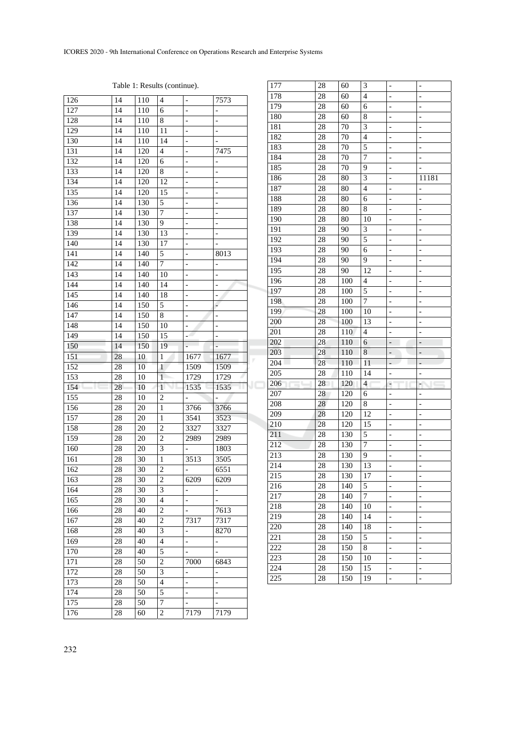Table 1: Results (continue).

| | | | | | |
|---|---|---|---|---|---|
| 126 | 14 | 110 | 4 | - | 7573 |
| 127 | 14 | 110 | 6 | - | - |
| 128 | 14 | 110 | 8 | - | - |
| 129 | 14 | 110 | 11 | - | - |
| 130 | 14 | 110 | 14 | - | - |
| 131 | 14 | 120 | 4 | - | 7475 |
| 132 | 14 | 120 | 6 | - | - |
| 133 | 14 | 120 | 8 | - | - |
| 134 | 14 | 120 | 12 | - | - |
| 135 | 14 | 120 | 15 | - | - |
| 136 | 14 | 130 | 5 | - | - |
| 137 | 14 | 130 | 7 | - | - |
| 138 | 14 | 130 | 9 | - | - |
| 139 | 14 | 130 | 13 | - | - |
| 140 | 14 | 130 | 17 | - | - |
| 141 | 14 | 140 | 5 | - | 8013 |
| 142 | 14 | 140 | 7 | - | - |
| 143 | 14 | 140 | 10 | - | - |
| 144 | 14 | 140 | 14 | - | - |
| 145 | 14 | 140 | 18 | - | - |
| 146 | 14 | 150 | 5 | - | - |
| 147 | 14 | 150 | 8 | - | - |
| 148 | 14 | 150 | 10 | - | - |
| 149 | 14 | 150 | 15 | - | - |
| 150 | 14 | 150 | 19 | - | - |
| 151 | 28 | 10 | 1 | 1677 | 1677 |
| 152 | 28 | 10 | 1 | 1509 | 1509 |
| 153 | 28 | 10 | 1 | 1729 | 1729 |
| 154 | 28 | 10 | 1 | 1535 | 1535 |
| 155 | 28 | 10 | 2 | - | - |
| 156 | 28 | 20 | 1 | 3766 | 3766 |
| 157 | 28 | 20 | 1 | 3541 | 3523 |
| 158 | 28 | 20 | 2 | 3327 | 3327 |
| 159 | 28 | 20 | 2 | 2989 | 2989 |
| 160 | 28 | 20 | 3 | - | 1803 |
| 161 | 28 | 30 | 1 | 3513 | 3505 |
| 162 | 28 | 30 | 2 | - | 6551 |
| 163 | 28 | 30 | 2 | 6209 | 6209 |
| 164 | 28 | 30 | 3 | - | - |
| 165 | 28 | 30 | 4 | - | - |
| 166 | 28 | 40 | 2 | - | 7613 |
| 167 | 28 | 40 | 2 | 7317 | 7317 |
| 168 | 28 | 40 | 3 | - | 8270 |
| 169 | 28 | 40 | 4 | - | - |
| 170 | 28 | 40 | 5 | - | - |
| 171 | 28 | 50 | 2 | 7000 | 6843 |
| 172 | 28 | 50 | 3 | - | - |
| 173 | 28 | 50 | 4 | - | - |
| 174 | 28 | 50 | 5 | - | - |
| 175 | 28 | 50 | 7 | - | - |
| 176 | 28 | 60 | 2 | 7179 | 7179 |
| 177 | 28 | 60 | 3 | - | - |
| 178 | 28 | 60 | 4 | - | - |
| 179 | 28 | 60 | 6 | - | - |
| 180 | 28 | 60 | 8 | - | - |
| 181 | 28 | 70 | 3 | - | - |
| 182 | 28 | 70 | 4 | - | - |
| 183 | 28 | 70 | 5 | - | - |
| 184 | 28 | 70 | 7 | - | - |
| 185 | 28 | 70 | 9 | - | - |
| 186 | 28 | 80 | 3 | - | 11181 |
| 187 | 28 | 80 | 4 | - | - |
| 188 | 28 | 80 | 6 | - | - |
| 189 | 28 | 80 | 8 | - | - |
| 190 | 28 | 80 | 10 | - | - |
| 191 | 28 | 90 | 3 | - | - |
| 192 | 28 | 90 | 5 | - | - |
| 193 | 28 | 90 | 6 | - | - |
| 194 | 28 | 90 | 9 | - | - |
| 195 | 28 | 90 | 12 | - | - |
| 196 | 28 | 100 | 4 | - | - |
| 197 | 28 | 100 | 5 | - | - |
| 198 | 28 | 100 | 7 | - | - |
| 199 | 28 | 100 | 10 | - | - |
| 200 | 28 | 100 | 13 | - | - |
| 201 | 28 | 110 | 4 | - | - |
| 202 | 28 | 110 | 6 | - | - |
| 203 | 28 | 110 | 8 | - | - |
| 204 | 28 | 110 | 11 | - | - |
| 205 | 28 | 110 | 14 | - | - |
| 206 | 28 | 120 | 4 | - | - |
| 207 | 28 | 120 | 6 | - | - |
| 208 | 28 | 120 | 8 | - | - |
| 209 | 28 | 120 | 12 | - | - |
| 210 | 28 | 120 | 15 | - | - |
| 211 | 28 | 130 | 5 | - | - |
| 212 | 28 | 130 | 7 | - | - |
| 213 | 28 | 130 | 9 | - | - |
| 214 | 28 | 130 | 13 | - | - |
| 215 | 28 | 130 | 17 | - | - |
| 216 | 28 | 140 | 5 | - | - |
| 217 | 28 | 140 | 7 | - | - |
| 218 | 28 | 140 | 10 | - | - |
| 219 | 28 | 140 | 14 | - | - |
| 220 | 28 | 140 | 18 | - | - |
| 221 | 28 | 150 | 5 | - | - |
| 222 | 28 | 150 | 8 | - | - |
| 223 | 28 | 150 | 10 | - | - |
| 224 | 28 | 150 | 15 | - | - |
| 225 | 28 | 150 | 19 | - | - |